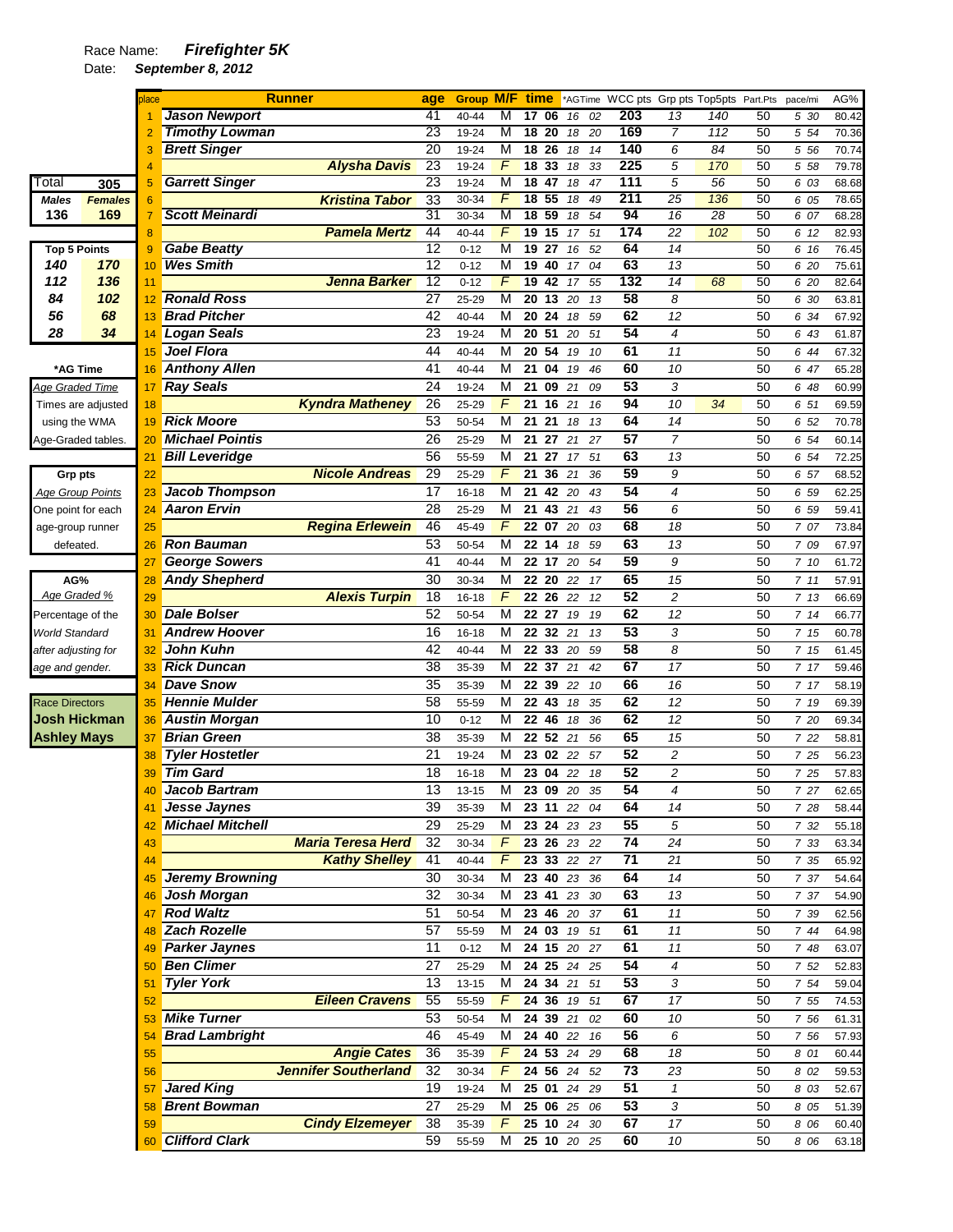Race Name: ***Firefighter 5K***

Date: ***September 8, 2012***

| Total | 305 |
|---|---|
| **Males** | **Females** |
| 136 | 169 |

| Top 5 Points | |
|---|---|
| 140 | 170 |
| 112 | 136 |
| 84 | 102 |
| 56 | 68 |
| 28 | 34 |

***AG Time**
*Age Graded Time*
Times are adjusted using the WMA Age-Graded tables.

**Grp pts**
*Age Group Points*
One point for each age-group runner defeated.

**AG%**
*Age Graded %*
Percentage of the World Standard after adjusting for age and gender.

Race Directors
**Josh Hickman**
**Ashley Mays**

| place | Runner | age | Group | M/F | time | *AGTime | WCC pts | Grp pts | Top5pts | Part.Pts | pace/mi | AG% |
|---|---|---|---|---|---|---|---|---|---|---|---|---|
| 1 | Jason Newport | 41 | 40-44 | M | 17 06 | 16 02 | 203 | 13 | 140 | 50 | 5 30 | 80.42 |
| 2 | Timothy Lowman | 23 | 19-24 | M | 18 20 | 18 20 | 169 | 7 | 112 | 50 | 5 54 | 70.36 |
| 3 | Brett Singer | 20 | 19-24 | M | 18 26 | 18 14 | 140 | 6 | 84 | 50 | 5 56 | 70.74 |
| 4 | Alysha Davis | 23 | 19-24 | F | 18 33 | 18 33 | 225 | 5 | 170 | 50 | 5 58 | 79.78 |
| 5 | Garrett Singer | 23 | 19-24 | M | 18 47 | 18 47 | 111 | 5 | 56 | 50 | 6 03 | 68.68 |
| 6 | Kristina Tabor | 33 | 30-34 | F | 18 55 | 18 49 | 211 | 25 | 136 | 50 | 6 05 | 78.65 |
| 7 | Scott Meinardi | 31 | 30-34 | M | 18 59 | 18 54 | 94 | 16 | 28 | 50 | 6 07 | 68.28 |
| 8 | Pamela Mertz | 44 | 40-44 | F | 19 15 | 17 51 | 174 | 22 | 102 | 50 | 6 12 | 82.93 |
| 9 | Gabe Beatty | 12 | 0-12 | M | 19 27 | 16 52 | 64 | 14 | | 50 | 6 16 | 76.45 |
| 10 | Wes Smith | 12 | 0-12 | M | 19 40 | 17 04 | 63 | 13 | | 50 | 6 20 | 75.61 |
| 11 | Jenna Barker | 12 | 0-12 | F | 19 42 | 17 55 | 132 | 14 | 68 | 50 | 6 20 | 82.64 |
| 12 | Ronald Ross | 27 | 25-29 | M | 20 13 | 20 13 | 58 | 8 | | 50 | 6 30 | 63.81 |
| 13 | Brad Pitcher | 42 | 40-44 | M | 20 24 | 18 59 | 62 | 12 | | 50 | 6 34 | 67.92 |
| 14 | Logan Seals | 23 | 19-24 | M | 20 51 | 20 51 | 54 | 4 | | 50 | 6 43 | 61.87 |
| 15 | Joel Flora | 44 | 40-44 | M | 20 54 | 19 10 | 61 | 11 | | 50 | 6 44 | 67.32 |
| 16 | Anthony Allen | 41 | 40-44 | M | 21 04 | 19 46 | 60 | 10 | | 50 | 6 47 | 65.28 |
| 17 | Ray Seals | 24 | 19-24 | M | 21 09 | 21 09 | 53 | 3 | | 50 | 6 48 | 60.99 |
| 18 | Kyndra Matheney | 26 | 25-29 | F | 21 16 | 21 16 | 94 | 10 | 34 | 50 | 6 51 | 69.59 |
| 19 | Rick Moore | 53 | 50-54 | M | 21 21 | 18 13 | 64 | 14 | | 50 | 6 52 | 70.78 |
| 20 | Michael Pointis | 26 | 25-29 | M | 21 27 | 21 27 | 57 | 7 | | 50 | 6 54 | 60.14 |
| 21 | Bill Leveridge | 56 | 55-59 | M | 21 27 | 17 51 | 63 | 13 | | 50 | 6 54 | 72.25 |
| 22 | Nicole Andreas | 29 | 25-29 | F | 21 36 | 21 36 | 59 | 9 | | 50 | 6 57 | 68.52 |
| 23 | Jacob Thompson | 17 | 16-18 | M | 21 42 | 20 43 | 54 | 4 | | 50 | 6 59 | 62.25 |
| 24 | Aaron Ervin | 28 | 25-29 | M | 21 43 | 21 43 | 56 | 6 | | 50 | 6 59 | 59.41 |
| 25 | Regina Erlewein | 46 | 45-49 | F | 22 07 | 20 03 | 68 | 18 | | 50 | 7 07 | 73.84 |
| 26 | Ron Bauman | 53 | 50-54 | M | 22 14 | 18 59 | 63 | 13 | | 50 | 7 09 | 67.97 |
| 27 | George Sowers | 41 | 40-44 | M | 22 17 | 20 54 | 59 | 9 | | 50 | 7 10 | 61.72 |
| 28 | Andy Shepherd | 30 | 30-34 | M | 22 20 | 22 17 | 65 | 15 | | 50 | 7 11 | 57.91 |
| 29 | Alexis Turpin | 18 | 16-18 | F | 22 26 | 22 12 | 52 | 2 | | 50 | 7 13 | 66.69 |
| 30 | Dale Bolser | 52 | 50-54 | M | 22 27 | 19 19 | 62 | 12 | | 50 | 7 14 | 66.77 |
| 31 | Andrew Hoover | 16 | 16-18 | M | 22 32 | 21 13 | 53 | 3 | | 50 | 7 15 | 60.78 |
| 32 | John Kuhn | 42 | 40-44 | M | 22 33 | 20 59 | 58 | 8 | | 50 | 7 15 | 61.45 |
| 33 | Rick Duncan | 38 | 35-39 | M | 22 37 | 21 42 | 67 | 17 | | 50 | 7 17 | 59.46 |
| 34 | Dave Snow | 35 | 35-39 | M | 22 39 | 22 10 | 66 | 16 | | 50 | 7 17 | 58.19 |
| 35 | Hennie Mulder | 58 | 55-59 | M | 22 43 | 18 35 | 62 | 12 | | 50 | 7 19 | 69.39 |
| 36 | Austin Morgan | 10 | 0-12 | M | 22 46 | 18 36 | 62 | 12 | | 50 | 7 20 | 69.34 |
| 37 | Brian Green | 38 | 35-39 | M | 22 52 | 21 56 | 65 | 15 | | 50 | 7 22 | 58.81 |
| 38 | Tyler Hostetler | 21 | 19-24 | M | 23 02 | 22 57 | 52 | 2 | | 50 | 7 25 | 56.23 |
| 39 | Tim Gard | 18 | 16-18 | M | 23 04 | 22 18 | 52 | 2 | | 50 | 7 25 | 57.83 |
| 40 | Jacob Bartram | 13 | 13-15 | M | 23 09 | 20 35 | 54 | 4 | | 50 | 7 27 | 62.65 |
| 41 | Jesse Jaynes | 39 | 35-39 | M | 23 11 | 22 04 | 64 | 14 | | 50 | 7 28 | 58.44 |
| 42 | Michael Mitchell | 29 | 25-29 | M | 23 24 | 23 23 | 55 | 5 | | 50 | 7 32 | 55.18 |
| 43 | Maria Teresa Herd | 32 | 30-34 | F | 23 26 | 23 22 | 74 | 24 | | 50 | 7 33 | 63.34 |
| 44 | Kathy Shelley | 41 | 40-44 | F | 23 33 | 22 27 | 71 | 21 | | 50 | 7 35 | 65.92 |
| 45 | Jeremy Browning | 30 | 30-34 | M | 23 40 | 23 36 | 64 | 14 | | 50 | 7 37 | 54.64 |
| 46 | Josh Morgan | 32 | 30-34 | M | 23 41 | 23 30 | 63 | 13 | | 50 | 7 37 | 54.90 |
| 47 | Rod Waltz | 51 | 50-54 | M | 23 46 | 20 37 | 61 | 11 | | 50 | 7 39 | 62.56 |
| 48 | Zach Rozelle | 57 | 55-59 | M | 24 03 | 19 51 | 61 | 11 | | 50 | 7 44 | 64.98 |
| 49 | Parker Jaynes | 11 | 0-12 | M | 24 15 | 20 27 | 61 | 11 | | 50 | 7 48 | 63.07 |
| 50 | Ben Climer | 27 | 25-29 | M | 24 25 | 24 25 | 54 | 4 | | 50 | 7 52 | 52.83 |
| 51 | Tyler York | 13 | 13-15 | M | 24 34 | 21 51 | 53 | 3 | | 50 | 7 54 | 59.04 |
| 52 | Eileen Cravens | 55 | 55-59 | F | 24 36 | 19 51 | 67 | 17 | | 50 | 7 55 | 74.53 |
| 53 | Mike Turner | 53 | 50-54 | M | 24 39 | 21 02 | 60 | 10 | | 50 | 7 56 | 61.31 |
| 54 | Brad Lambright | 46 | 45-49 | M | 24 40 | 22 16 | 56 | 6 | | 50 | 7 56 | 57.93 |
| 55 | Angie Cates | 36 | 35-39 | F | 24 53 | 24 29 | 68 | 18 | | 50 | 8 01 | 60.44 |
| 56 | Jennifer Southerland | 32 | 30-34 | F | 24 56 | 24 52 | 73 | 23 | | 50 | 8 02 | 59.53 |
| 57 | Jared King | 19 | 19-24 | M | 25 01 | 24 29 | 51 | 1 | | 50 | 8 03 | 52.67 |
| 58 | Brent Bowman | 27 | 25-29 | M | 25 06 | 25 06 | 53 | 3 | | 50 | 8 05 | 51.39 |
| 59 | Cindy Elzemeyer | 38 | 35-39 | F | 25 10 | 24 30 | 67 | 17 | | 50 | 8 06 | 60.40 |
| 60 | Clifford Clark | 59 | 55-59 | M | 25 10 | 20 25 | 60 | 10 | | 50 | 8 06 | 63.18 |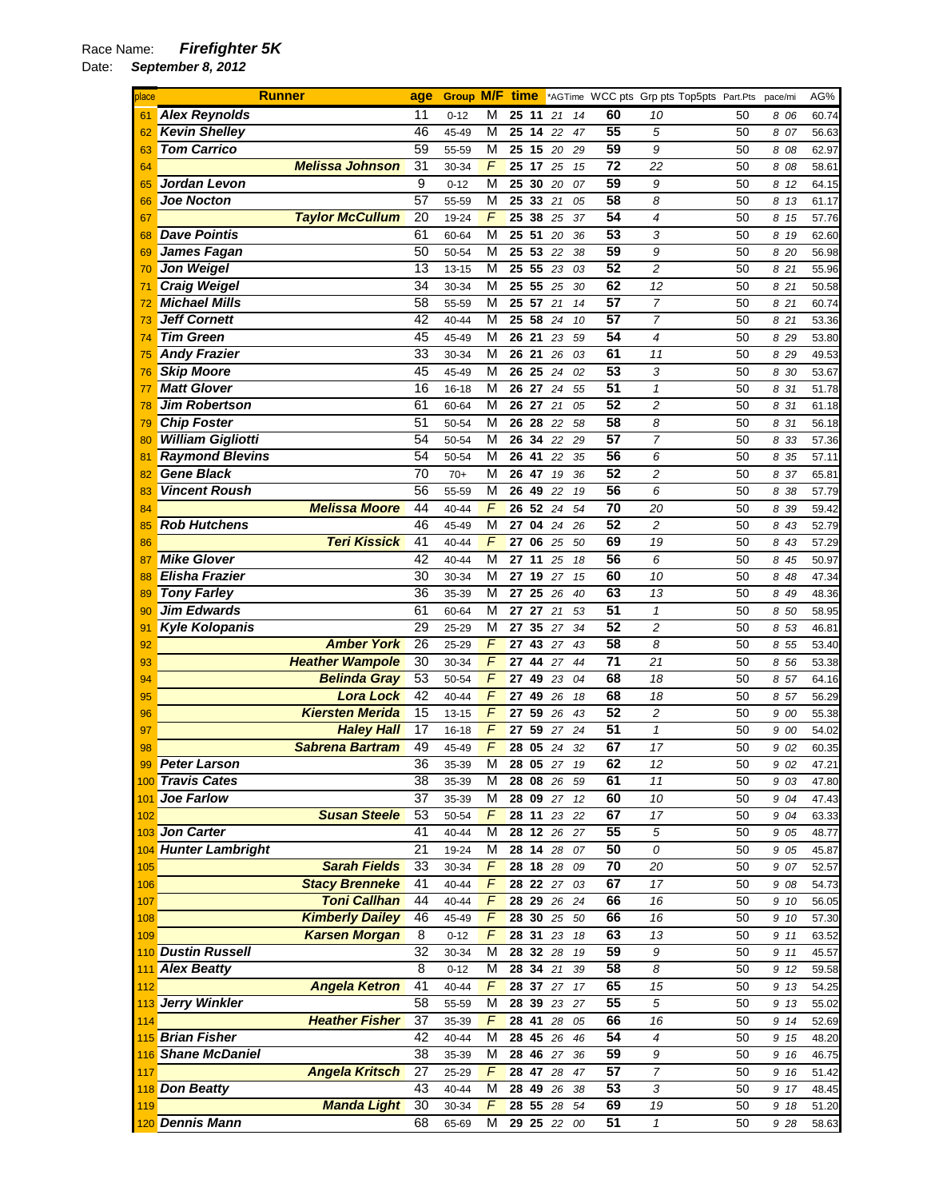Race Name: ***Firefighter 5K***

Date: ***September 8, 2012***

| place | Runner | age | Group | M/F | time | | *AGTime | | WCC pts | Grp pts | Top5pts | Part.Pts | pace/mi | AG% |
|---|---|---|---|---|---|---|---|---|---|---|---|---|---|---|
| 61 | Alex Reynolds | 11 | 0-12 | M | 25 | 11 | 21 | 14 | 60 | 10 | | 50 | 8 06 | 60.74 |
| 62 | Kevin Shelley | 46 | 45-49 | M | 25 | 14 | 22 | 47 | 55 | 5 | | 50 | 8 07 | 56.63 |
| 63 | Tom Carrico | 59 | 55-59 | M | 25 | 15 | 20 | 29 | 59 | 9 | | 50 | 8 08 | 62.97 |
| 64 | Melissa Johnson | 31 | 30-34 | F | 25 | 17 | 25 | 15 | 72 | 22 | | 50 | 8 08 | 58.61 |
| 65 | Jordan Levon | 9 | 0-12 | M | 25 | 30 | 20 | 07 | 59 | 9 | | 50 | 8 12 | 64.15 |
| 66 | Joe Nocton | 57 | 55-59 | M | 25 | 33 | 21 | 05 | 58 | 8 | | 50 | 8 13 | 61.17 |
| 67 | Taylor McCullum | 20 | 19-24 | F | 25 | 38 | 25 | 37 | 54 | 4 | | 50 | 8 15 | 57.76 |
| 68 | Dave Pointis | 61 | 60-64 | M | 25 | 51 | 20 | 36 | 53 | 3 | | 50 | 8 19 | 62.60 |
| 69 | James Fagan | 50 | 50-54 | M | 25 | 53 | 22 | 38 | 59 | 9 | | 50 | 8 20 | 56.98 |
| 70 | Jon Weigel | 13 | 13-15 | M | 25 | 55 | 23 | 03 | 52 | 2 | | 50 | 8 21 | 55.96 |
| 71 | Craig Weigel | 34 | 30-34 | M | 25 | 55 | 25 | 30 | 62 | 12 | | 50 | 8 21 | 50.58 |
| 72 | Michael Mills | 58 | 55-59 | M | 25 | 57 | 21 | 14 | 57 | 7 | | 50 | 8 21 | 60.74 |
| 73 | Jeff Cornett | 42 | 40-44 | M | 25 | 58 | 24 | 10 | 57 | 7 | | 50 | 8 21 | 53.36 |
| 74 | Tim Green | 45 | 45-49 | M | 26 | 21 | 23 | 59 | 54 | 4 | | 50 | 8 29 | 53.80 |
| 75 | Andy Frazier | 33 | 30-34 | M | 26 | 21 | 26 | 03 | 61 | 11 | | 50 | 8 29 | 49.53 |
| 76 | Skip Moore | 45 | 45-49 | M | 26 | 25 | 24 | 02 | 53 | 3 | | 50 | 8 30 | 53.67 |
| 77 | Matt Glover | 16 | 16-18 | M | 26 | 27 | 24 | 55 | 51 | 1 | | 50 | 8 31 | 51.78 |
| 78 | Jim Robertson | 61 | 60-64 | M | 26 | 27 | 21 | 05 | 52 | 2 | | 50 | 8 31 | 61.18 |
| 79 | Chip Foster | 51 | 50-54 | M | 26 | 28 | 22 | 58 | 58 | 8 | | 50 | 8 31 | 56.18 |
| 80 | William Gigliotti | 54 | 50-54 | M | 26 | 34 | 22 | 29 | 57 | 7 | | 50 | 8 33 | 57.36 |
| 81 | Raymond Blevins | 54 | 50-54 | M | 26 | 41 | 22 | 35 | 56 | 6 | | 50 | 8 35 | 57.11 |
| 82 | Gene Black | 70 | 70+ | M | 26 | 47 | 19 | 36 | 52 | 2 | | 50 | 8 37 | 65.81 |
| 83 | Vincent Roush | 56 | 55-59 | M | 26 | 49 | 22 | 19 | 56 | 6 | | 50 | 8 38 | 57.79 |
| 84 | Melissa Moore | 44 | 40-44 | F | 26 | 52 | 24 | 54 | 70 | 20 | | 50 | 8 39 | 59.42 |
| 85 | Rob Hutchens | 46 | 45-49 | M | 27 | 04 | 24 | 26 | 52 | 2 | | 50 | 8 43 | 52.79 |
| 86 | Teri Kissick | 41 | 40-44 | F | 27 | 06 | 25 | 50 | 69 | 19 | | 50 | 8 43 | 57.29 |
| 87 | Mike Glover | 42 | 40-44 | M | 27 | 11 | 25 | 18 | 56 | 6 | | 50 | 8 45 | 50.97 |
| 88 | Elisha Frazier | 30 | 30-34 | M | 27 | 19 | 27 | 15 | 60 | 10 | | 50 | 8 48 | 47.34 |
| 89 | Tony Farley | 36 | 35-39 | M | 27 | 25 | 26 | 40 | 63 | 13 | | 50 | 8 49 | 48.36 |
| 90 | Jim Edwards | 61 | 60-64 | M | 27 | 27 | 21 | 53 | 51 | 1 | | 50 | 8 50 | 58.95 |
| 91 | Kyle Kolopanis | 29 | 25-29 | M | 27 | 35 | 27 | 34 | 52 | 2 | | 50 | 8 53 | 46.81 |
| 92 | Amber York | 26 | 25-29 | F | 27 | 43 | 27 | 43 | 58 | 8 | | 50 | 8 55 | 53.40 |
| 93 | Heather Wampole | 30 | 30-34 | F | 27 | 44 | 27 | 44 | 71 | 21 | | 50 | 8 56 | 53.38 |
| 94 | Belinda Gray | 53 | 50-54 | F | 27 | 49 | 23 | 04 | 68 | 18 | | 50 | 8 57 | 64.16 |
| 95 | Lora Lock | 42 | 40-44 | F | 27 | 49 | 26 | 18 | 68 | 18 | | 50 | 8 57 | 56.29 |
| 96 | Kiersten Merida | 15 | 13-15 | F | 27 | 59 | 26 | 43 | 52 | 2 | | 50 | 9 00 | 55.38 |
| 97 | Haley Hall | 17 | 16-18 | F | 27 | 59 | 27 | 24 | 51 | 1 | | 50 | 9 00 | 54.02 |
| 98 | Sabrena Bartram | 49 | 45-49 | F | 28 | 05 | 24 | 32 | 67 | 17 | | 50 | 9 02 | 60.35 |
| 99 | Peter Larson | 36 | 35-39 | M | 28 | 05 | 27 | 19 | 62 | 12 | | 50 | 9 02 | 47.21 |
| 100 | Travis Cates | 38 | 35-39 | M | 28 | 08 | 26 | 59 | 61 | 11 | | 50 | 9 03 | 47.80 |
| 101 | Joe Farlow | 37 | 35-39 | M | 28 | 09 | 27 | 12 | 60 | 10 | | 50 | 9 04 | 47.43 |
| 102 | Susan Steele | 53 | 50-54 | F | 28 | 11 | 23 | 22 | 67 | 17 | | 50 | 9 04 | 63.33 |
| 103 | Jon Carter | 41 | 40-44 | M | 28 | 12 | 26 | 27 | 55 | 5 | | 50 | 9 05 | 48.77 |
| 104 | Hunter Lambright | 21 | 19-24 | M | 28 | 14 | 28 | 07 | 50 | 0 | | 50 | 9 05 | 45.87 |
| 105 | Sarah Fields | 33 | 30-34 | F | 28 | 18 | 28 | 09 | 70 | 20 | | 50 | 9 07 | 52.57 |
| 106 | Stacy Brenneke | 41 | 40-44 | F | 28 | 22 | 27 | 03 | 67 | 17 | | 50 | 9 08 | 54.73 |
| 107 | Toni Callhan | 44 | 40-44 | F | 28 | 29 | 26 | 24 | 66 | 16 | | 50 | 9 10 | 56.05 |
| 108 | Kimberly Dailey | 46 | 45-49 | F | 28 | 30 | 25 | 50 | 66 | 16 | | 50 | 9 10 | 57.30 |
| 109 | Karsen Morgan | 8 | 0-12 | F | 28 | 31 | 23 | 18 | 63 | 13 | | 50 | 9 11 | 63.52 |
| 110 | Dustin Russell | 32 | 30-34 | M | 28 | 32 | 28 | 19 | 59 | 9 | | 50 | 9 11 | 45.57 |
| 111 | Alex Beatty | 8 | 0-12 | M | 28 | 34 | 21 | 39 | 58 | 8 | | 50 | 9 12 | 59.58 |
| 112 | Angela Ketron | 41 | 40-44 | F | 28 | 37 | 27 | 17 | 65 | 15 | | 50 | 9 13 | 54.25 |
| 113 | Jerry Winkler | 58 | 55-59 | M | 28 | 39 | 23 | 27 | 55 | 5 | | 50 | 9 13 | 55.02 |
| 114 | Heather Fisher | 37 | 35-39 | F | 28 | 41 | 28 | 05 | 66 | 16 | | 50 | 9 14 | 52.69 |
| 115 | Brian Fisher | 42 | 40-44 | M | 28 | 45 | 26 | 46 | 54 | 4 | | 50 | 9 15 | 48.20 |
| 116 | Shane McDaniel | 38 | 35-39 | M | 28 | 46 | 27 | 36 | 59 | 9 | | 50 | 9 16 | 46.75 |
| 117 | Angela Kritsch | 27 | 25-29 | F | 28 | 47 | 28 | 47 | 57 | 7 | | 50 | 9 16 | 51.42 |
| 118 | Don Beatty | 43 | 40-44 | M | 28 | 49 | 26 | 38 | 53 | 3 | | 50 | 9 17 | 48.45 |
| 119 | Manda Light | 30 | 30-34 | F | 28 | 55 | 28 | 54 | 69 | 19 | | 50 | 9 18 | 51.20 |
| 120 | Dennis Mann | 68 | 65-69 | M | 29 | 25 | 22 | 00 | 51 | 1 | | 50 | 9 28 | 58.63 |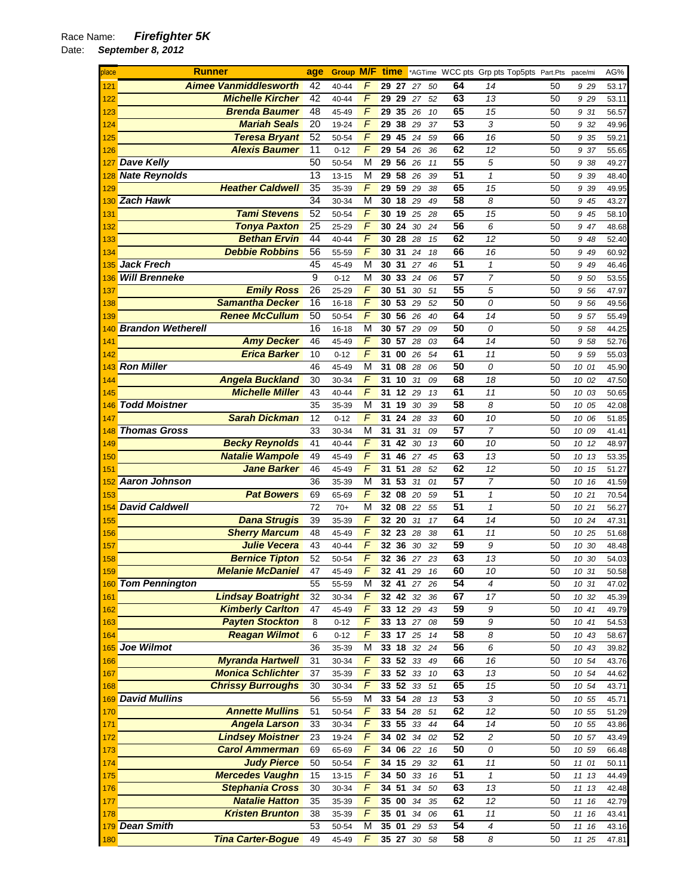Race Name: ***Firefighter 5K***

Date: ***September 8, 2012***

| place | Runner | age | Group | M/F | time | | *AGTime | | WCC pts | Grp pts | Top5pts | Part.Pts | pace/mi | | AG% |
|---|---|---|---|---|---|---|---|---|---|---|---|---|---|---|---|
| 121 | Aimee Vanmiddlesworth | 42 | 40-44 | F | 29 | 27 | 27 | 50 | 64 | 14 | | 50 | 9 | 29 | 53.17 |
| 122 | Michelle Kircher | 42 | 40-44 | F | 29 | 29 | 27 | 52 | 63 | 13 | | 50 | 9 | 29 | 53.11 |
| 123 | Brenda Baumer | 48 | 45-49 | F | 29 | 35 | 26 | 10 | 65 | 15 | | 50 | 9 | 31 | 56.57 |
| 124 | Mariah Seals | 20 | 19-24 | F | 29 | 38 | 29 | 37 | 53 | 3 | | 50 | 9 | 32 | 49.96 |
| 125 | Teresa Bryant | 52 | 50-54 | F | 29 | 45 | 24 | 59 | 66 | 16 | | 50 | 9 | 35 | 59.21 |
| 126 | Alexis Baumer | 11 | 0-12 | F | 29 | 54 | 26 | 36 | 62 | 12 | | 50 | 9 | 37 | 55.65 |
| 127 | Dave Kelly | 50 | 50-54 | M | 29 | 56 | 26 | 11 | 55 | 5 | | 50 | 9 | 38 | 49.27 |
| 128 | Nate Reynolds | 13 | 13-15 | M | 29 | 58 | 26 | 39 | 51 | 1 | | 50 | 9 | 39 | 48.40 |
| 129 | Heather Caldwell | 35 | 35-39 | F | 29 | 59 | 29 | 38 | 65 | 15 | | 50 | 9 | 39 | 49.95 |
| 130 | Zach Hawk | 34 | 30-34 | M | 30 | 18 | 29 | 49 | 58 | 8 | | 50 | 9 | 45 | 43.27 |
| 131 | Tami Stevens | 52 | 50-54 | F | 30 | 19 | 25 | 28 | 65 | 15 | | 50 | 9 | 45 | 58.10 |
| 132 | Tonya Paxton | 25 | 25-29 | F | 30 | 24 | 30 | 24 | 56 | 6 | | 50 | 9 | 47 | 48.68 |
| 133 | Bethan Ervin | 44 | 40-44 | F | 30 | 28 | 28 | 15 | 62 | 12 | | 50 | 9 | 48 | 52.40 |
| 134 | Debbie Robbins | 56 | 55-59 | F | 30 | 31 | 24 | 18 | 66 | 16 | | 50 | 9 | 49 | 60.92 |
| 135 | Jack Frech | 45 | 45-49 | M | 30 | 31 | 27 | 46 | 51 | 1 | | 50 | 9 | 49 | 46.46 |
| 136 | Will Brenneke | 9 | 0-12 | M | 30 | 33 | 24 | 06 | 57 | 7 | | 50 | 9 | 50 | 53.55 |
| 137 | Emily Ross | 26 | 25-29 | F | 30 | 51 | 30 | 51 | 55 | 5 | | 50 | 9 | 56 | 47.97 |
| 138 | Samantha Decker | 16 | 16-18 | F | 30 | 53 | 29 | 52 | 50 | 0 | | 50 | 9 | 56 | 49.56 |
| 139 | Renee McCullum | 50 | 50-54 | F | 30 | 56 | 26 | 40 | 64 | 14 | | 50 | 9 | 57 | 55.49 |
| 140 | Brandon Wetherell | 16 | 16-18 | M | 30 | 57 | 29 | 09 | 50 | 0 | | 50 | 9 | 58 | 44.25 |
| 141 | Amy Decker | 46 | 45-49 | F | 30 | 57 | 28 | 03 | 64 | 14 | | 50 | 9 | 58 | 52.76 |
| 142 | Erica Barker | 10 | 0-12 | F | 31 | 00 | 26 | 54 | 61 | 11 | | 50 | 9 | 59 | 55.03 |
| 143 | Ron Miller | 46 | 45-49 | M | 31 | 08 | 28 | 06 | 50 | 0 | | 50 | 10 | 01 | 45.90 |
| 144 | Angela Buckland | 30 | 30-34 | F | 31 | 10 | 31 | 09 | 68 | 18 | | 50 | 10 | 02 | 47.50 |
| 145 | Michelle Miller | 43 | 40-44 | F | 31 | 12 | 29 | 13 | 61 | 11 | | 50 | 10 | 03 | 50.65 |
| 146 | Todd Moistner | 35 | 35-39 | M | 31 | 19 | 30 | 39 | 58 | 8 | | 50 | 10 | 05 | 42.08 |
| 147 | Sarah Dickman | 12 | 0-12 | F | 31 | 24 | 28 | 33 | 60 | 10 | | 50 | 10 | 06 | 51.85 |
| 148 | Thomas Gross | 33 | 30-34 | M | 31 | 31 | 31 | 09 | 57 | 7 | | 50 | 10 | 09 | 41.41 |
| 149 | Becky Reynolds | 41 | 40-44 | F | 31 | 42 | 30 | 13 | 60 | 10 | | 50 | 10 | 12 | 48.97 |
| 150 | Natalie Wampole | 49 | 45-49 | F | 31 | 46 | 27 | 45 | 63 | 13 | | 50 | 10 | 13 | 53.35 |
| 151 | Jane Barker | 46 | 45-49 | F | 31 | 51 | 28 | 52 | 62 | 12 | | 50 | 10 | 15 | 51.27 |
| 152 | Aaron Johnson | 36 | 35-39 | M | 31 | 53 | 31 | 01 | 57 | 7 | | 50 | 10 | 16 | 41.59 |
| 153 | Pat Bowers | 69 | 65-69 | F | 32 | 08 | 20 | 59 | 51 | 1 | | 50 | 10 | 21 | 70.54 |
| 154 | David Caldwell | 72 | 70+ | M | 32 | 08 | 22 | 55 | 51 | 1 | | 50 | 10 | 21 | 56.27 |
| 155 | Dana Strugis | 39 | 35-39 | F | 32 | 20 | 31 | 17 | 64 | 14 | | 50 | 10 | 24 | 47.31 |
| 156 | Sherry Marcum | 48 | 45-49 | F | 32 | 23 | 28 | 38 | 61 | 11 | | 50 | 10 | 25 | 51.68 |
| 157 | Julie Vecera | 43 | 40-44 | F | 32 | 36 | 30 | 32 | 59 | 9 | | 50 | 10 | 30 | 48.48 |
| 158 | Bernice Tipton | 52 | 50-54 | F | 32 | 36 | 27 | 23 | 63 | 13 | | 50 | 10 | 30 | 54.03 |
| 159 | Melanie McDaniel | 47 | 45-49 | F | 32 | 41 | 29 | 16 | 60 | 10 | | 50 | 10 | 31 | 50.58 |
| 160 | Tom Pennington | 55 | 55-59 | M | 32 | 41 | 27 | 26 | 54 | 4 | | 50 | 10 | 31 | 47.02 |
| 161 | Lindsay Boatright | 32 | 30-34 | F | 32 | 42 | 32 | 36 | 67 | 17 | | 50 | 10 | 32 | 45.39 |
| 162 | Kimberly Carlton | 47 | 45-49 | F | 33 | 12 | 29 | 43 | 59 | 9 | | 50 | 10 | 41 | 49.79 |
| 163 | Payten Stockton | 8 | 0-12 | F | 33 | 13 | 27 | 08 | 59 | 9 | | 50 | 10 | 41 | 54.53 |
| 164 | Reagan Wilmot | 6 | 0-12 | F | 33 | 17 | 25 | 14 | 58 | 8 | | 50 | 10 | 43 | 58.67 |
| 165 | Joe Wilmot | 36 | 35-39 | M | 33 | 18 | 32 | 24 | 56 | 6 | | 50 | 10 | 43 | 39.82 |
| 166 | Myranda Hartwell | 31 | 30-34 | F | 33 | 52 | 33 | 49 | 66 | 16 | | 50 | 10 | 54 | 43.76 |
| 167 | Monica Schlichter | 37 | 35-39 | F | 33 | 52 | 33 | 10 | 63 | 13 | | 50 | 10 | 54 | 44.62 |
| 168 | Chrissy Burroughs | 30 | 30-34 | F | 33 | 52 | 33 | 51 | 65 | 15 | | 50 | 10 | 54 | 43.71 |
| 169 | David Mullins | 56 | 55-59 | M | 33 | 54 | 28 | 13 | 53 | 3 | | 50 | 10 | 55 | 45.71 |
| 170 | Annette Mullins | 51 | 50-54 | F | 33 | 54 | 28 | 51 | 62 | 12 | | 50 | 10 | 55 | 51.29 |
| 171 | Angela Larson | 33 | 30-34 | F | 33 | 55 | 33 | 44 | 64 | 14 | | 50 | 10 | 55 | 43.86 |
| 172 | Lindsey Moistner | 23 | 19-24 | F | 34 | 02 | 34 | 02 | 52 | 2 | | 50 | 10 | 57 | 43.49 |
| 173 | Carol Ammerman | 69 | 65-69 | F | 34 | 06 | 22 | 16 | 50 | 0 | | 50 | 10 | 59 | 66.48 |
| 174 | Judy Pierce | 50 | 50-54 | F | 34 | 15 | 29 | 32 | 61 | 11 | | 50 | 11 | 01 | 50.11 |
| 175 | Mercedes Vaughn | 15 | 13-15 | F | 34 | 50 | 33 | 16 | 51 | 1 | | 50 | 11 | 13 | 44.49 |
| 176 | Stephania Cross | 30 | 30-34 | F | 34 | 51 | 34 | 50 | 63 | 13 | | 50 | 11 | 13 | 42.48 |
| 177 | Natalie Hatton | 35 | 35-39 | F | 35 | 00 | 34 | 35 | 62 | 12 | | 50 | 11 | 16 | 42.79 |
| 178 | Kristen Brunton | 38 | 35-39 | F | 35 | 01 | 34 | 06 | 61 | 11 | | 50 | 11 | 16 | 43.41 |
| 179 | Dean Smith | 53 | 50-54 | M | 35 | 01 | 29 | 53 | 54 | 4 | | 50 | 11 | 16 | 43.16 |
| 180 | Tina Carter-Bogue | 49 | 45-49 | F | 35 | 27 | 30 | 58 | 58 | 8 | | 50 | 11 | 25 | 47.81 |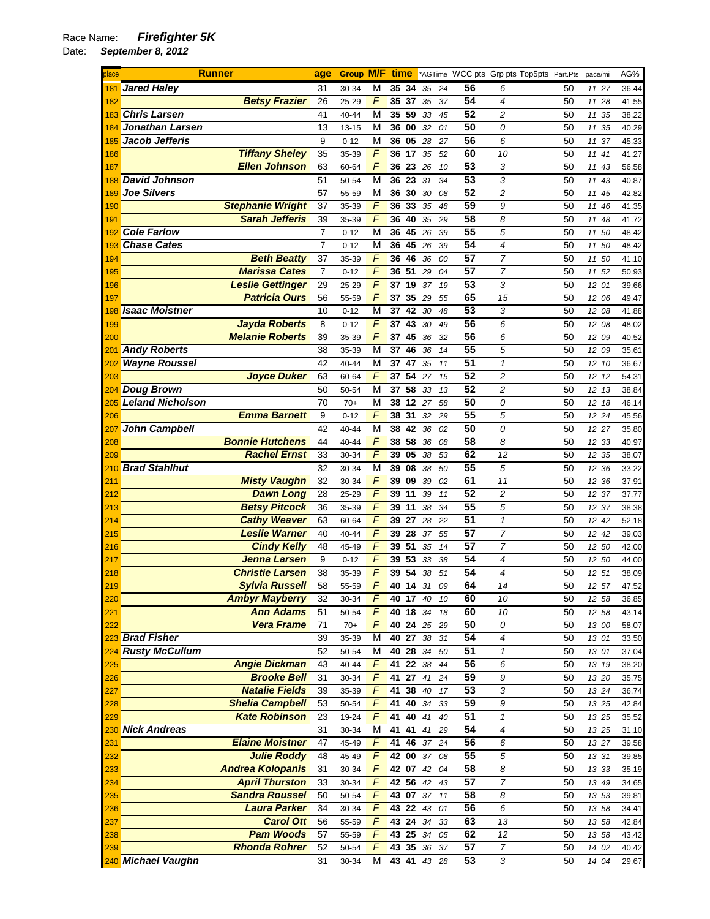Race Name: ***Firefighter 5K***

Date: ***September 8, 2012***

| place | Runner | age | Group | M/F | time | *AGTime | WCC pts | Grp pts | Top5pts | Part.Pts | pace/mi | AG% |
|---|---|---|---|---|---|---|---|---|---|---|---|---|
| 181 | ***Jared Haley*** | 31 | 30-34 | M | 35 34 | 35 24 | 56 | 6 | | 50 | 11 27 | 36.44 |
| 182 | ***Betsy Frazier*** | 26 | 25-29 | F | 35 37 | 35 37 | 54 | 4 | | 50 | 11 28 | 41.55 |
| 183 | ***Chris Larsen*** | 41 | 40-44 | M | 35 59 | 33 45 | 52 | 2 | | 50 | 11 35 | 38.22 |
| 184 | ***Jonathan Larsen*** | 13 | 13-15 | M | 36 00 | 32 01 | 50 | 0 | | 50 | 11 35 | 40.29 |
| 185 | ***Jacob Jefferis*** | 9 | 0-12 | M | 36 05 | 28 27 | 56 | 6 | | 50 | 11 37 | 45.33 |
| 186 | ***Tiffany Sheley*** | 35 | 35-39 | F | 36 17 | 35 52 | 60 | 10 | | 50 | 11 41 | 41.27 |
| 187 | ***Ellen Johnson*** | 63 | 60-64 | F | 36 23 | 26 10 | 53 | 3 | | 50 | 11 43 | 56.58 |
| 188 | ***David Johnson*** | 51 | 50-54 | M | 36 23 | 31 34 | 53 | 3 | | 50 | 11 43 | 40.87 |
| 189 | ***Joe Silvers*** | 57 | 55-59 | M | 36 30 | 30 08 | 52 | 2 | | 50 | 11 45 | 42.82 |
| 190 | ***Stephanie Wright*** | 37 | 35-39 | F | 36 33 | 35 48 | 59 | 9 | | 50 | 11 46 | 41.35 |
| 191 | ***Sarah Jefferis*** | 39 | 35-39 | F | 36 40 | 35 29 | 58 | 8 | | 50 | 11 48 | 41.72 |
| 192 | ***Cole Farlow*** | 7 | 0-12 | M | 36 45 | 26 39 | 55 | 5 | | 50 | 11 50 | 48.42 |
| 193 | ***Chase Cates*** | 7 | 0-12 | M | 36 45 | 26 39 | 54 | 4 | | 50 | 11 50 | 48.42 |
| 194 | ***Beth Beatty*** | 37 | 35-39 | F | 36 46 | 36 00 | 57 | 7 | | 50 | 11 50 | 41.10 |
| 195 | ***Marissa Cates*** | 7 | 0-12 | F | 36 51 | 29 04 | 57 | 7 | | 50 | 11 52 | 50.93 |
| 196 | ***Leslie Gettinger*** | 29 | 25-29 | F | 37 19 | 37 19 | 53 | 3 | | 50 | 12 01 | 39.66 |
| 197 | ***Patricia Ours*** | 56 | 55-59 | F | 37 35 | 29 55 | 65 | 15 | | 50 | 12 06 | 49.47 |
| 198 | ***Isaac Moistner*** | 10 | 0-12 | M | 37 42 | 30 48 | 53 | 3 | | 50 | 12 08 | 41.88 |
| 199 | ***Jayda Roberts*** | 8 | 0-12 | F | 37 43 | 30 49 | 56 | 6 | | 50 | 12 08 | 48.02 |
| 200 | ***Melanie Roberts*** | 39 | 35-39 | F | 37 45 | 36 32 | 56 | 6 | | 50 | 12 09 | 40.52 |
| 201 | ***Andy Roberts*** | 38 | 35-39 | M | 37 46 | 36 14 | 55 | 5 | | 50 | 12 09 | 35.61 |
| 202 | ***Wayne Roussel*** | 42 | 40-44 | M | 37 47 | 35 11 | 51 | 1 | | 50 | 12 10 | 36.67 |
| 203 | ***Joyce Duker*** | 63 | 60-64 | F | 37 54 | 27 15 | 52 | 2 | | 50 | 12 12 | 54.31 |
| 204 | ***Doug Brown*** | 50 | 50-54 | M | 37 58 | 33 13 | 52 | 2 | | 50 | 12 13 | 38.84 |
| 205 | ***Leland Nicholson*** | 70 | 70+ | M | 38 12 | 27 58 | 50 | 0 | | 50 | 12 18 | 46.14 |
| 206 | ***Emma Barnett*** | 9 | 0-12 | F | 38 31 | 32 29 | 55 | 5 | | 50 | 12 24 | 45.56 |
| 207 | ***John Campbell*** | 42 | 40-44 | M | 38 42 | 36 02 | 50 | 0 | | 50 | 12 27 | 35.80 |
| 208 | ***Bonnie Hutchens*** | 44 | 40-44 | F | 38 58 | 36 08 | 58 | 8 | | 50 | 12 33 | 40.97 |
| 209 | ***Rachel Ernst*** | 33 | 30-34 | F | 39 05 | 38 53 | 62 | 12 | | 50 | 12 35 | 38.07 |
| 210 | ***Brad Stahlhut*** | 32 | 30-34 | M | 39 08 | 38 50 | 55 | 5 | | 50 | 12 36 | 33.22 |
| 211 | ***Misty Vaughn*** | 32 | 30-34 | F | 39 09 | 39 02 | 61 | 11 | | 50 | 12 36 | 37.91 |
| 212 | ***Dawn Long*** | 28 | 25-29 | F | 39 11 | 39 11 | 52 | 2 | | 50 | 12 37 | 37.77 |
| 213 | ***Betsy Pitcock*** | 36 | 35-39 | F | 39 11 | 38 34 | 55 | 5 | | 50 | 12 37 | 38.38 |
| 214 | ***Cathy Weaver*** | 63 | 60-64 | F | 39 27 | 28 22 | 51 | 1 | | 50 | 12 42 | 52.18 |
| 215 | ***Leslie Warner*** | 40 | 40-44 | F | 39 28 | 37 55 | 57 | 7 | | 50 | 12 42 | 39.03 |
| 216 | ***Cindy Kelly*** | 48 | 45-49 | F | 39 51 | 35 14 | 57 | 7 | | 50 | 12 50 | 42.00 |
| 217 | ***Jenna Larsen*** | 9 | 0-12 | F | 39 53 | 33 38 | 54 | 4 | | 50 | 12 50 | 44.00 |
| 218 | ***Christie Larsen*** | 38 | 35-39 | F | 39 54 | 38 51 | 54 | 4 | | 50 | 12 51 | 38.09 |
| 219 | ***Sylvia Russell*** | 58 | 55-59 | F | 40 14 | 31 09 | 64 | 14 | | 50 | 12 57 | 47.52 |
| 220 | ***Ambyr Mayberry*** | 32 | 30-34 | F | 40 17 | 40 10 | 60 | 10 | | 50 | 12 58 | 36.85 |
| 221 | ***Ann Adams*** | 51 | 50-54 | F | 40 18 | 34 18 | 60 | 10 | | 50 | 12 58 | 43.14 |
| 222 | ***Vera Frame*** | 71 | 70+ | F | 40 24 | 25 29 | 50 | 0 | | 50 | 13 00 | 58.07 |
| 223 | ***Brad Fisher*** | 39 | 35-39 | M | 40 27 | 38 31 | 54 | 4 | | 50 | 13 01 | 33.50 |
| 224 | ***Rusty McCullum*** | 52 | 50-54 | M | 40 28 | 34 50 | 51 | 1 | | 50 | 13 01 | 37.04 |
| 225 | ***Angie Dickman*** | 43 | 40-44 | F | 41 22 | 38 44 | 56 | 6 | | 50 | 13 19 | 38.20 |
| 226 | ***Brooke Bell*** | 31 | 30-34 | F | 41 27 | 41 24 | 59 | 9 | | 50 | 13 20 | 35.75 |
| 227 | ***Natalie Fields*** | 39 | 35-39 | F | 41 38 | 40 17 | 53 | 3 | | 50 | 13 24 | 36.74 |
| 228 | ***Shelia Campbell*** | 53 | 50-54 | F | 41 40 | 34 33 | 59 | 9 | | 50 | 13 25 | 42.84 |
| 229 | ***Kate Robinson*** | 23 | 19-24 | F | 41 40 | 41 40 | 51 | 1 | | 50 | 13 25 | 35.52 |
| 230 | ***Nick Andreas*** | 31 | 30-34 | M | 41 41 | 41 29 | 54 | 4 | | 50 | 13 25 | 31.10 |
| 231 | ***Elaine Moistner*** | 47 | 45-49 | F | 41 46 | 37 24 | 56 | 6 | | 50 | 13 27 | 39.58 |
| 232 | ***Julie Roddy*** | 48 | 45-49 | F | 42 00 | 37 08 | 55 | 5 | | 50 | 13 31 | 39.85 |
| 233 | ***Andrea Kolopanis*** | 31 | 30-34 | F | 42 07 | 42 04 | 58 | 8 | | 50 | 13 33 | 35.19 |
| 234 | ***April Thurston*** | 33 | 30-34 | F | 42 56 | 42 43 | 57 | 7 | | 50 | 13 49 | 34.65 |
| 235 | ***Sandra Roussel*** | 50 | 50-54 | F | 43 07 | 37 11 | 58 | 8 | | 50 | 13 53 | 39.81 |
| 236 | ***Laura Parker*** | 34 | 30-34 | F | 43 22 | 43 01 | 56 | 6 | | 50 | 13 58 | 34.41 |
| 237 | ***Carol Ott*** | 56 | 55-59 | F | 43 24 | 34 33 | 63 | 13 | | 50 | 13 58 | 42.84 |
| 238 | ***Pam Woods*** | 57 | 55-59 | F | 43 25 | 34 05 | 62 | 12 | | 50 | 13 58 | 43.42 |
| 239 | ***Rhonda Rohrer*** | 52 | 50-54 | F | 43 35 | 36 37 | 57 | 7 | | 50 | 14 02 | 40.42 |
| 240 | ***Michael Vaughn*** | 31 | 30-34 | M | 43 41 | 43 28 | 53 | 3 | | 50 | 14 04 | 29.67 |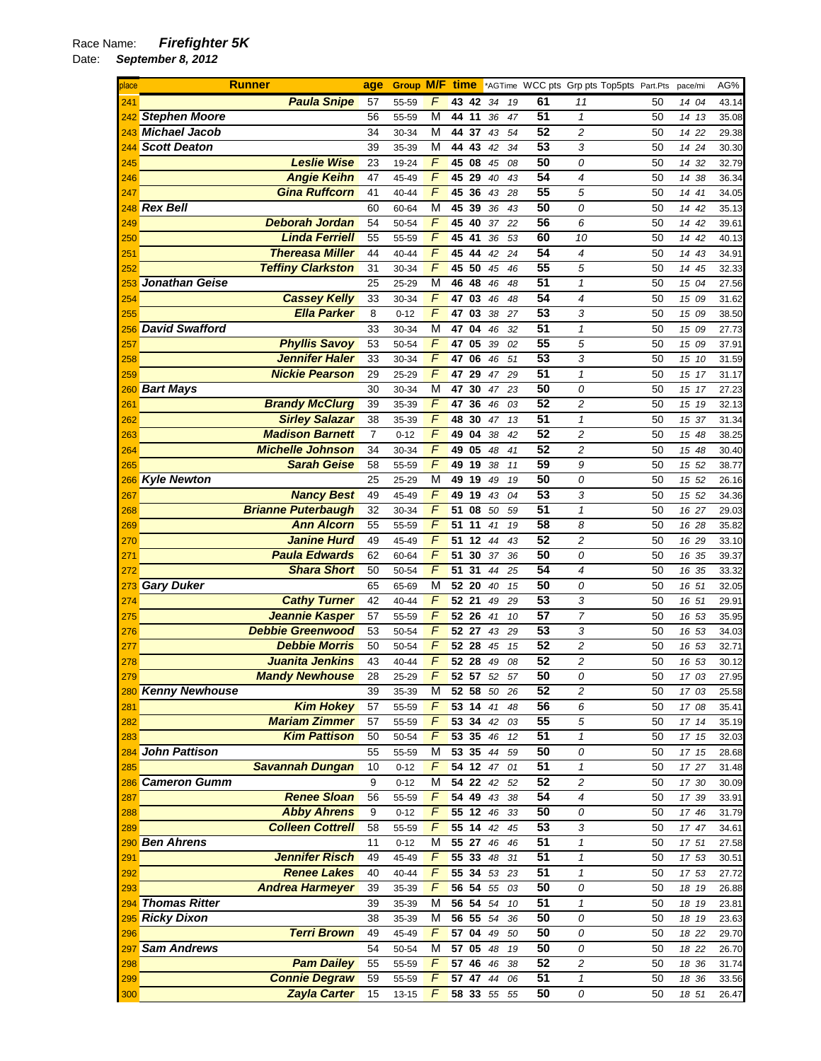Race Name: ***Firefighter 5K***

Date: ***September 8, 2012***

| place | Runner | age | Group | M/F | time | *AGTime | WCC pts | Grp pts | Top5pts | Part.Pts | pace/mi | AG% |
|---|---|---|---|---|---|---|---|---|---|---|---|---|
| 241 | Paula Snipe | 57 | 55-59 | F | 43 42 | 34 19 | 61 | 11 | | 50 | 14 04 | 43.14 |
| 242 | Stephen Moore | 56 | 55-59 | M | 44 11 | 36 47 | 51 | 1 | | 50 | 14 13 | 35.08 |
| 243 | Michael Jacob | 34 | 30-34 | M | 44 37 | 43 54 | 52 | 2 | | 50 | 14 22 | 29.38 |
| 244 | Scott Deaton | 39 | 35-39 | M | 44 43 | 42 34 | 53 | 3 | | 50 | 14 24 | 30.30 |
| 245 | Leslie Wise | 23 | 19-24 | F | 45 08 | 45 08 | 50 | 0 | | 50 | 14 32 | 32.79 |
| 246 | Angie Keihn | 47 | 45-49 | F | 45 29 | 40 43 | 54 | 4 | | 50 | 14 38 | 36.34 |
| 247 | Gina Ruffcorn | 41 | 40-44 | F | 45 36 | 43 28 | 55 | 5 | | 50 | 14 41 | 34.05 |
| 248 | Rex Bell | 60 | 60-64 | M | 45 39 | 36 43 | 50 | 0 | | 50 | 14 42 | 35.13 |
| 249 | Deborah Jordan | 54 | 50-54 | F | 45 40 | 37 22 | 56 | 6 | | 50 | 14 42 | 39.61 |
| 250 | Linda Ferriell | 55 | 55-59 | F | 45 41 | 36 53 | 60 | 10 | | 50 | 14 42 | 40.13 |
| 251 | Thereasa Miller | 44 | 40-44 | F | 45 44 | 42 24 | 54 | 4 | | 50 | 14 43 | 34.91 |
| 252 | Teffiny Clarkston | 31 | 30-34 | F | 45 50 | 45 46 | 55 | 5 | | 50 | 14 45 | 32.33 |
| 253 | Jonathan Geise | 25 | 25-29 | M | 46 48 | 46 48 | 51 | 1 | | 50 | 15 04 | 27.56 |
| 254 | Cassey Kelly | 33 | 30-34 | F | 47 03 | 46 48 | 54 | 4 | | 50 | 15 09 | 31.62 |
| 255 | Ella Parker | 8 | 0-12 | F | 47 03 | 38 27 | 53 | 3 | | 50 | 15 09 | 38.50 |
| 256 | David Swafford | 33 | 30-34 | M | 47 04 | 46 32 | 51 | 1 | | 50 | 15 09 | 27.73 |
| 257 | Phyllis Savoy | 53 | 50-54 | F | 47 05 | 39 02 | 55 | 5 | | 50 | 15 09 | 37.91 |
| 258 | Jennifer Haler | 33 | 30-34 | F | 47 06 | 46 51 | 53 | 3 | | 50 | 15 10 | 31.59 |
| 259 | Nickie Pearson | 29 | 25-29 | F | 47 29 | 47 29 | 51 | 1 | | 50 | 15 17 | 31.17 |
| 260 | Bart Mays | 30 | 30-34 | M | 47 30 | 47 23 | 50 | 0 | | 50 | 15 17 | 27.23 |
| 261 | Brandy McClurg | 39 | 35-39 | F | 47 36 | 46 03 | 52 | 2 | | 50 | 15 19 | 32.13 |
| 262 | Sirley Salazar | 38 | 35-39 | F | 48 30 | 47 13 | 51 | 1 | | 50 | 15 37 | 31.34 |
| 263 | Madison Barnett | 7 | 0-12 | F | 49 04 | 38 42 | 52 | 2 | | 50 | 15 48 | 38.25 |
| 264 | Michelle Johnson | 34 | 30-34 | F | 49 05 | 48 41 | 52 | 2 | | 50 | 15 48 | 30.40 |
| 265 | Sarah Geise | 58 | 55-59 | F | 49 19 | 38 11 | 59 | 9 | | 50 | 15 52 | 38.77 |
| 266 | Kyle Newton | 25 | 25-29 | M | 49 19 | 49 19 | 50 | 0 | | 50 | 15 52 | 26.16 |
| 267 | Nancy Best | 49 | 45-49 | F | 49 19 | 43 04 | 53 | 3 | | 50 | 15 52 | 34.36 |
| 268 | Brianne Puterbaugh | 32 | 30-34 | F | 51 08 | 50 59 | 51 | 1 | | 50 | 16 27 | 29.03 |
| 269 | Ann Alcorn | 55 | 55-59 | F | 51 11 | 41 19 | 58 | 8 | | 50 | 16 28 | 35.82 |
| 270 | Janine Hurd | 49 | 45-49 | F | 51 12 | 44 43 | 52 | 2 | | 50 | 16 29 | 33.10 |
| 271 | Paula Edwards | 62 | 60-64 | F | 51 30 | 37 36 | 50 | 0 | | 50 | 16 35 | 39.37 |
| 272 | Shara Short | 50 | 50-54 | F | 51 31 | 44 25 | 54 | 4 | | 50 | 16 35 | 33.32 |
| 273 | Gary Duker | 65 | 65-69 | M | 52 20 | 40 15 | 50 | 0 | | 50 | 16 51 | 32.05 |
| 274 | Cathy Turner | 42 | 40-44 | F | 52 21 | 49 29 | 53 | 3 | | 50 | 16 51 | 29.91 |
| 275 | Jeannie Kasper | 57 | 55-59 | F | 52 26 | 41 10 | 57 | 7 | | 50 | 16 53 | 35.95 |
| 276 | Debbie Greenwood | 53 | 50-54 | F | 52 27 | 43 29 | 53 | 3 | | 50 | 16 53 | 34.03 |
| 277 | Debbie Morris | 50 | 50-54 | F | 52 28 | 45 15 | 52 | 2 | | 50 | 16 53 | 32.71 |
| 278 | Juanita Jenkins | 43 | 40-44 | F | 52 28 | 49 08 | 52 | 2 | | 50 | 16 53 | 30.12 |
| 279 | Mandy Newhouse | 28 | 25-29 | F | 52 57 | 52 57 | 50 | 0 | | 50 | 17 03 | 27.95 |
| 280 | Kenny Newhouse | 39 | 35-39 | M | 52 58 | 50 26 | 52 | 2 | | 50 | 17 03 | 25.58 |
| 281 | Kim Hokey | 57 | 55-59 | F | 53 14 | 41 48 | 56 | 6 | | 50 | 17 08 | 35.41 |
| 282 | Mariam Zimmer | 57 | 55-59 | F | 53 34 | 42 03 | 55 | 5 | | 50 | 17 14 | 35.19 |
| 283 | Kim Pattison | 50 | 50-54 | F | 53 35 | 46 12 | 51 | 1 | | 50 | 17 15 | 32.03 |
| 284 | John Pattison | 55 | 55-59 | M | 53 35 | 44 59 | 50 | 0 | | 50 | 17 15 | 28.68 |
| 285 | Savannah Dungan | 10 | 0-12 | F | 54 12 | 47 01 | 51 | 1 | | 50 | 17 27 | 31.48 |
| 286 | Cameron Gumm | 9 | 0-12 | M | 54 22 | 42 52 | 52 | 2 | | 50 | 17 30 | 30.09 |
| 287 | Renee Sloan | 56 | 55-59 | F | 54 49 | 43 38 | 54 | 4 | | 50 | 17 39 | 33.91 |
| 288 | Abby Ahrens | 9 | 0-12 | F | 55 12 | 46 33 | 50 | 0 | | 50 | 17 46 | 31.79 |
| 289 | Colleen Cottrell | 58 | 55-59 | F | 55 14 | 42 45 | 53 | 3 | | 50 | 17 47 | 34.61 |
| 290 | Ben Ahrens | 11 | 0-12 | M | 55 27 | 46 46 | 51 | 1 | | 50 | 17 51 | 27.58 |
| 291 | Jennifer Risch | 49 | 45-49 | F | 55 33 | 48 31 | 51 | 1 | | 50 | 17 53 | 30.51 |
| 292 | Renee Lakes | 40 | 40-44 | F | 55 34 | 53 23 | 51 | 1 | | 50 | 17 53 | 27.72 |
| 293 | Andrea Harmeyer | 39 | 35-39 | F | 56 54 | 55 03 | 50 | 0 | | 50 | 18 19 | 26.88 |
| 294 | Thomas Ritter | 39 | 35-39 | M | 56 54 | 54 10 | 51 | 1 | | 50 | 18 19 | 23.81 |
| 295 | Ricky Dixon | 38 | 35-39 | M | 56 55 | 54 36 | 50 | 0 | | 50 | 18 19 | 23.63 |
| 296 | Terri Brown | 49 | 45-49 | F | 57 04 | 49 50 | 50 | 0 | | 50 | 18 22 | 29.70 |
| 297 | Sam Andrews | 54 | 50-54 | M | 57 05 | 48 19 | 50 | 0 | | 50 | 18 22 | 26.70 |
| 298 | Pam Dailey | 55 | 55-59 | F | 57 46 | 46 38 | 52 | 2 | | 50 | 18 36 | 31.74 |
| 299 | Connie Degraw | 59 | 55-59 | F | 57 47 | 44 06 | 51 | 1 | | 50 | 18 36 | 33.56 |
| 300 | Zayla Carter | 15 | 13-15 | F | 58 33 | 55 55 | 50 | 0 | | 50 | 18 51 | 26.47 |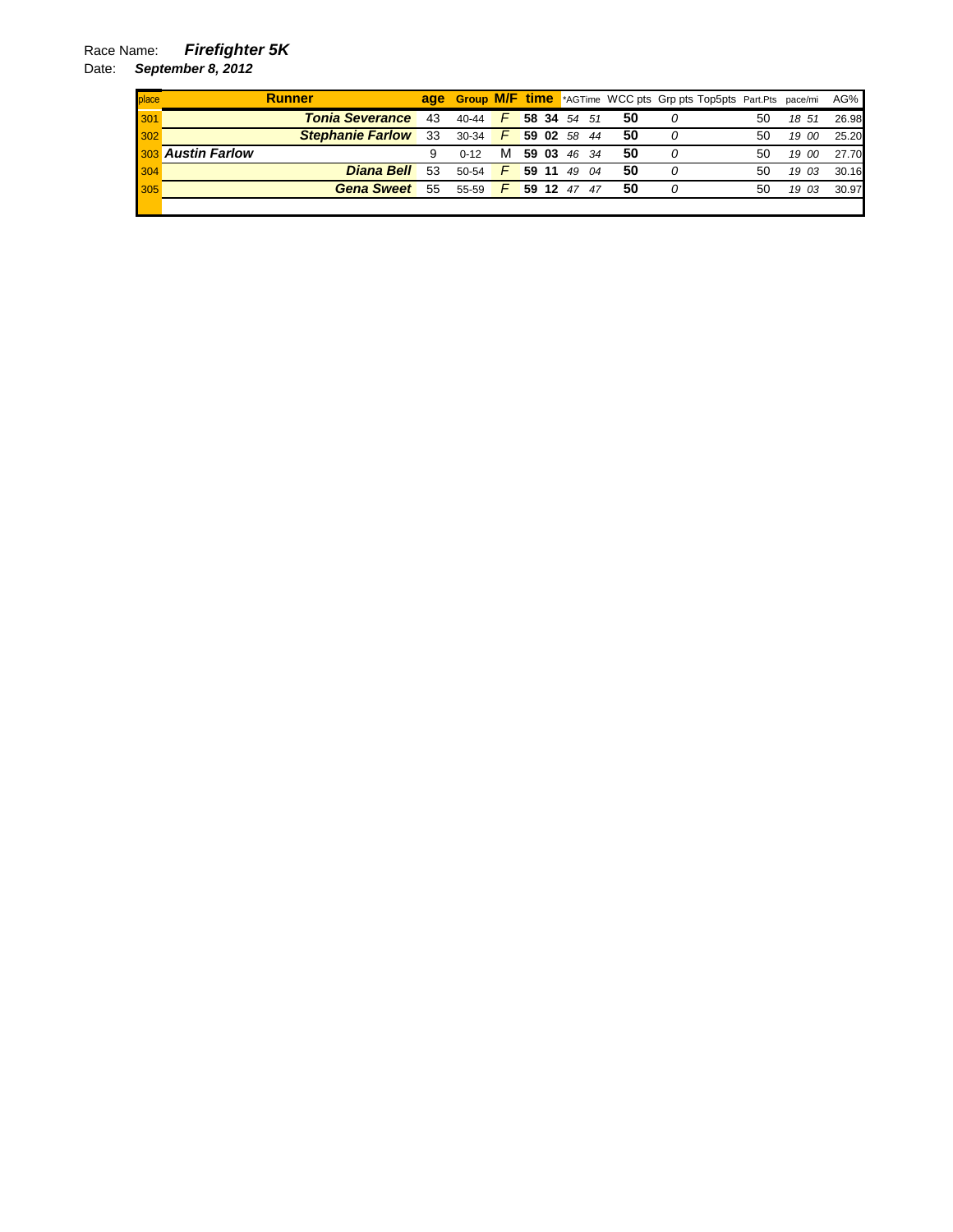Race Name: ***Firefighter 5K***

Date: ***September 8, 2012***

| place | Runner | age | Group | M/F | time | *AGTime | WCC pts | Grp pts | Top5pts | Part.Pts | pace/mi | AG% |
|---|---|---|---|---|---|---|---|---|---|---|---|---|
| 301 | ***Tonia Severance*** | 43 | 40-44 | *F* | **58 34** | *54 51* | **50** | *0* | | 50 | *18 51* | 26.98 |
| 302 | ***Stephanie Farlow*** | 33 | 30-34 | *F* | **59 02** | *58 44* | **50** | *0* | | 50 | *19 00* | 25.20 |
| 303 | ***Austin Farlow*** | 9 | 0-12 | M | **59 03** | *46 34* | **50** | *0* | | 50 | *19 00* | 27.70 |
| 304 | ***Diana Bell*** | 53 | 50-54 | *F* | **59 11** | *49 04* | **50** | *0* | | 50 | *19 03* | 30.16 |
| 305 | ***Gena Sweet*** | 55 | 55-59 | *F* | **59 12** | *47 47* | **50** | *0* | | 50 | *19 03* | 30.97 |